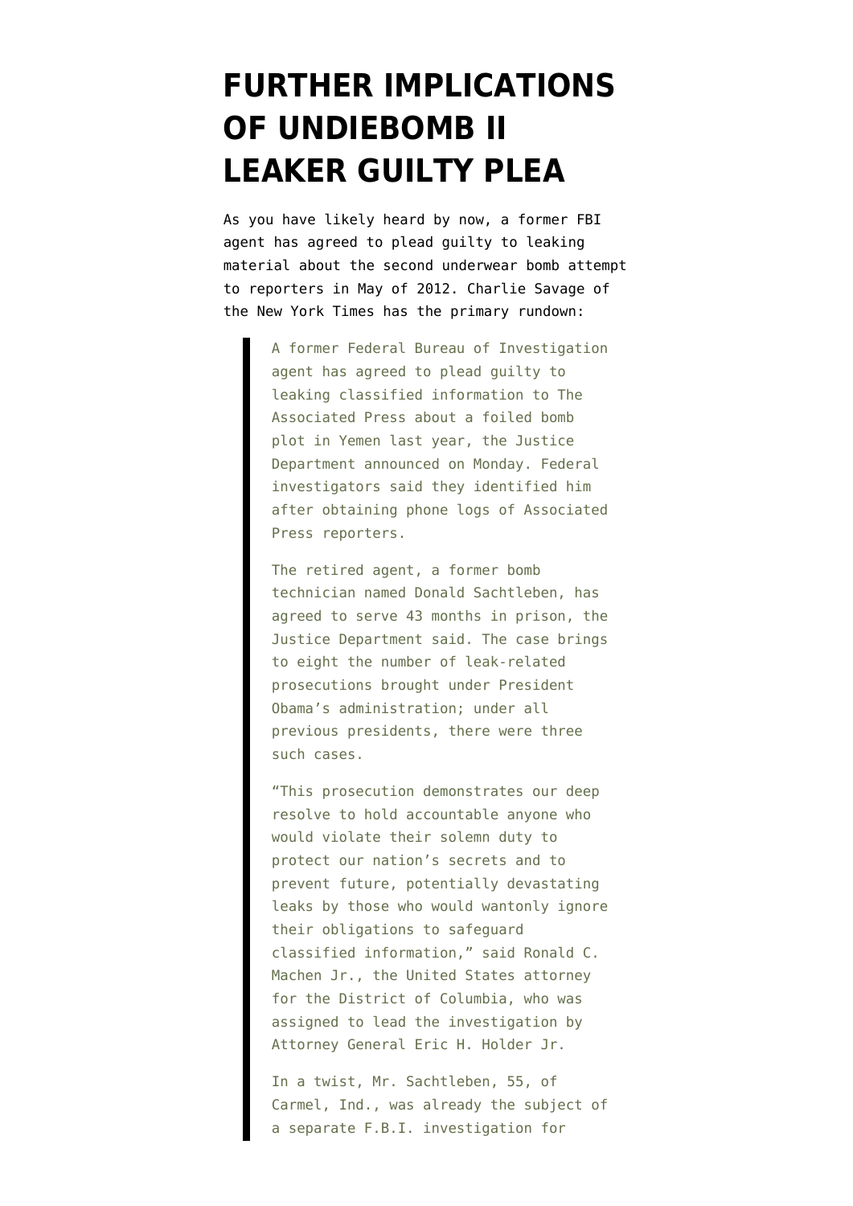# FURTHER IMPLICATIONS OF UNDIEBOMB II LEAKER GUILTY PLEA

As you have likely heard by now, a former FBI agent has agreed to plead guilty to leaking material about the second underwear bomb attempt to reporters in May of 2012. Charlie Savage of the New York Times has the primary rundown:

> A former Federal Bureau of Investigation agent has agreed to plead guilty to leaking classified information to The Associated Press about a foiled bomb plot in Yemen last year, the Justice Department announced on Monday. Federal investigators said they identified him after obtaining phone logs of Associated Press reporters.
>
> The retired agent, a former bomb technician named Donald Sachtleben, has agreed to serve 43 months in prison, the Justice Department said. The case brings to eight the number of leak-related prosecutions brought under President Obama's administration; under all previous presidents, there were three such cases.
>
> "This prosecution demonstrates our deep resolve to hold accountable anyone who would violate their solemn duty to protect our nation's secrets and to prevent future, potentially devastating leaks by those who would wantonly ignore their obligations to safeguard classified information," said Ronald C. Machen Jr., the United States attorney for the District of Columbia, who was assigned to lead the investigation by Attorney General Eric H. Holder Jr.
>
> In a twist, Mr. Sachtleben, 55, of Carmel, Ind., was already the subject of a separate F.B.I. investigation for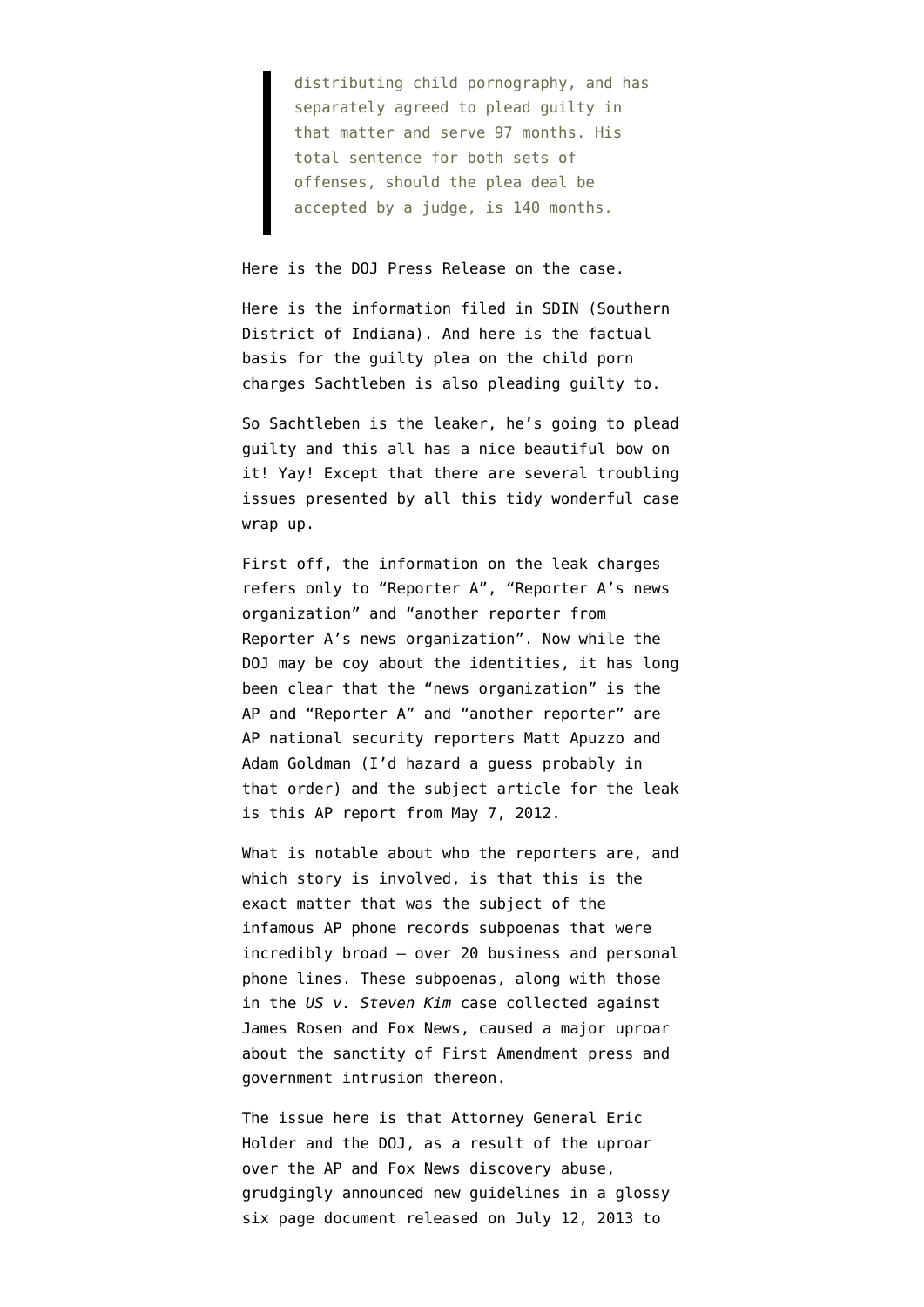> distributing child pornography, and has separately agreed to plead guilty in that matter and serve 97 months. His total sentence for both sets of offenses, should the plea deal be accepted by a judge, is 140 months.

Here is the DOJ Press Release on the case.

Here is the information filed in SDIN (Southern District of Indiana). And here is the factual basis for the guilty plea on the child porn charges Sachtleben is also pleading guilty to.

So Sachtleben is the leaker, he's going to plead guilty and this all has a nice beautiful bow on it! Yay! Except that there are several troubling issues presented by all this tidy wonderful case wrap up.

First off, the information on the leak charges refers only to "Reporter A", "Reporter A's news organization" and "another reporter from Reporter A's news organization". Now while the DOJ may be coy about the identities, it has long been clear that the "news organization" is the AP and "Reporter A" and "another reporter" are AP national security reporters Matt Apuzzo and Adam Goldman (I'd hazard a guess probably in that order) and the subject article for the leak is this AP report from May 7, 2012.

What is notable about who the reporters are, and which story is involved, is that this is the exact matter that was the subject of the infamous AP phone records subpoenas that were incredibly broad – over 20 business and personal phone lines. These subpoenas, along with those in the *US v. Steven Kim* case collected against James Rosen and Fox News, caused a major uproar about the sanctity of First Amendment press and government intrusion thereon.

The issue here is that Attorney General Eric Holder and the DOJ, as a result of the uproar over the AP and Fox News discovery abuse, grudgingly announced new guidelines in a glossy six page document released on July 12, 2013 to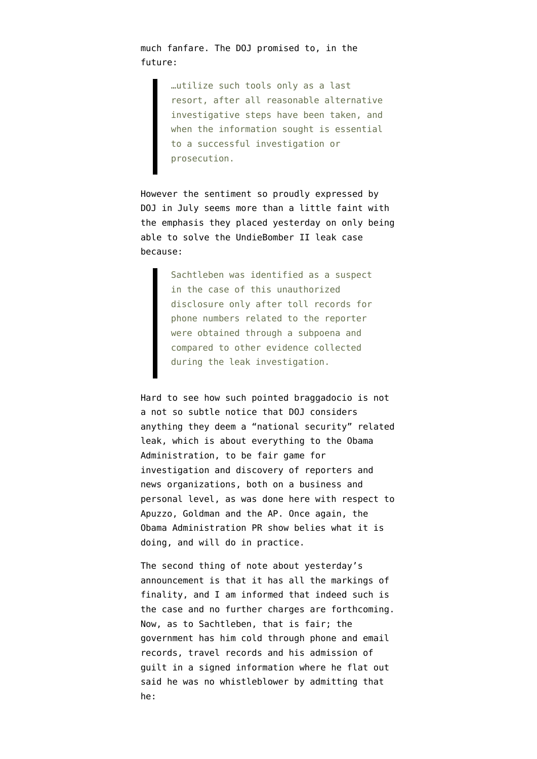much fanfare. The DOJ promised to, in the future:

> …utilize such tools only as a last resort, after all reasonable alternative investigative steps have been taken, and when the information sought is essential to a successful investigation or prosecution.

However the sentiment so proudly expressed by DOJ in July seems more than a little faint with the emphasis they placed yesterday on only being able to solve the UndieBomber II leak case because:

> Sachtleben was identified as a suspect in the case of this unauthorized disclosure only after toll records for phone numbers related to the reporter were obtained through a subpoena and compared to other evidence collected during the leak investigation.

Hard to see how such pointed braggadocio is not a not so subtle notice that DOJ considers anything they deem a "national security" related leak, which is about everything to the Obama Administration, to be fair game for investigation and discovery of reporters and news organizations, both on a business and personal level, as was done here with respect to Apuzzo, Goldman and the AP. Once again, the Obama Administration PR show belies what it is doing, and will do in practice.

The second thing of note about yesterday's announcement is that it has all the markings of finality, and I am informed that indeed such is the case and no further charges are forthcoming. Now, as to Sachtleben, that is fair; the government has him cold through phone and email records, travel records and his admission of guilt in a signed information where he flat out said he was no whistleblower by admitting that he: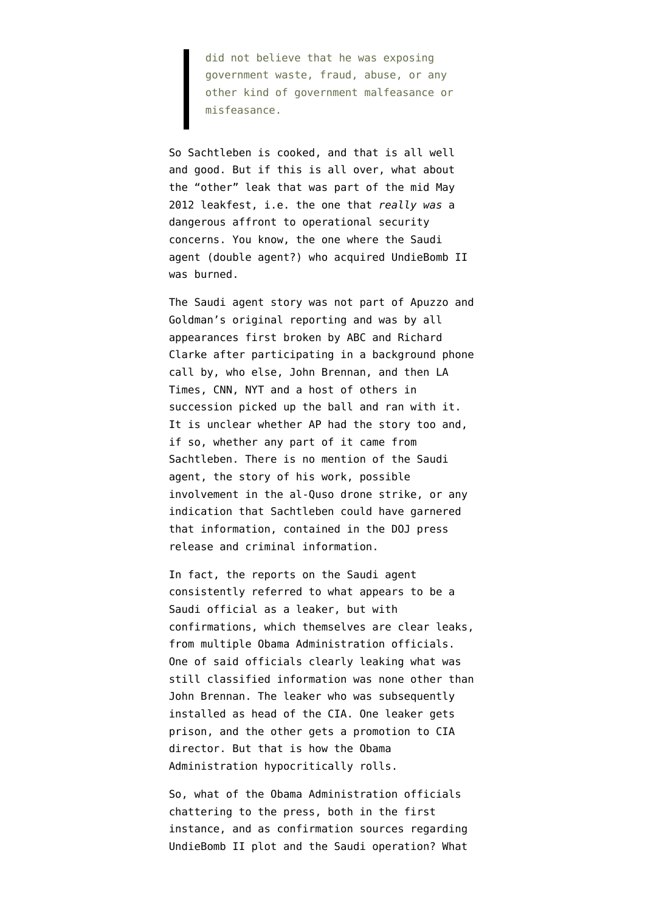> did not believe that he was exposing government waste, fraud, abuse, or any other kind of government malfeasance or misfeasance.

So Sachtleben is cooked, and that is all well and good. But if this is all over, what about the "other" leak that was part of the mid May 2012 leakfest, i.e. the one that *really was* a dangerous affront to operational security concerns. You know, the one where the Saudi agent (double agent?) who acquired UndieBomb II was burned.

The Saudi agent story was not part of Apuzzo and Goldman's original reporting and was by all appearances first broken by ABC and Richard Clarke after participating in a background phone call by, who else, John Brennan, and then LA Times, CNN, NYT and a host of others in succession picked up the ball and ran with it. It is unclear whether AP had the story too and, if so, whether any part of it came from Sachtleben. There is no mention of the Saudi agent, the story of his work, possible involvement in the al-Quso drone strike, or any indication that Sachtleben could have garnered that information, contained in the DOJ press release and criminal information.

In fact, the reports on the Saudi agent consistently referred to what appears to be a Saudi official as a leaker, but with confirmations, which themselves are clear leaks, from multiple Obama Administration officials. One of said officials clearly leaking what was still classified information was none other than John Brennan. The leaker who was subsequently installed as head of the CIA. One leaker gets prison, and the other gets a promotion to CIA director. But that is how the Obama Administration hypocritically rolls.

So, what of the Obama Administration officials chattering to the press, both in the first instance, and as confirmation sources regarding UndieBomb II plot and the Saudi operation? What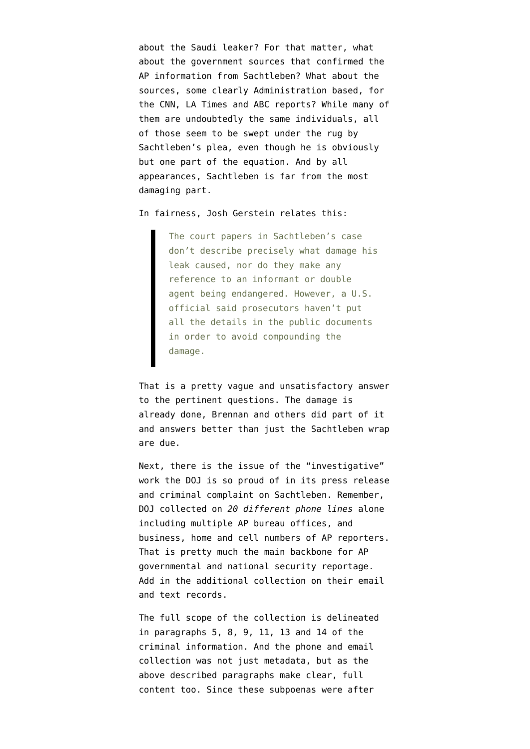about the Saudi leaker? For that matter, what about the government sources that confirmed the AP information from Sachtleben? What about the sources, some clearly Administration based, for the CNN, LA Times and ABC reports? While many of them are undoubtedly the same individuals, all of those seem to be swept under the rug by Sachtleben's plea, even though he is obviously but one part of the equation. And by all appearances, Sachtleben is far from the most damaging part.

In fairness, Josh Gerstein relates this:

> The court papers in Sachtleben's case don't describe precisely what damage his leak caused, nor do they make any reference to an informant or double agent being endangered. However, a U.S. official said prosecutors haven't put all the details in the public documents in order to avoid compounding the damage.

That is a pretty vague and unsatisfactory answer to the pertinent questions. The damage is already done, Brennan and others did part of it and answers better than just the Sachtleben wrap are due.

Next, there is the issue of the "investigative" work the DOJ is so proud of in its press release and criminal complaint on Sachtleben. Remember, DOJ collected on *20 different phone lines* alone including multiple AP bureau offices, and business, home and cell numbers of AP reporters. That is pretty much the main backbone for AP governmental and national security reportage. Add in the additional collection on their email and text records.

The full scope of the collection is delineated in paragraphs 5, 8, 9, 11, 13 and 14 of the criminal information. And the phone and email collection was not just metadata, but as the above described paragraphs make clear, full content too. Since these subpoenas were after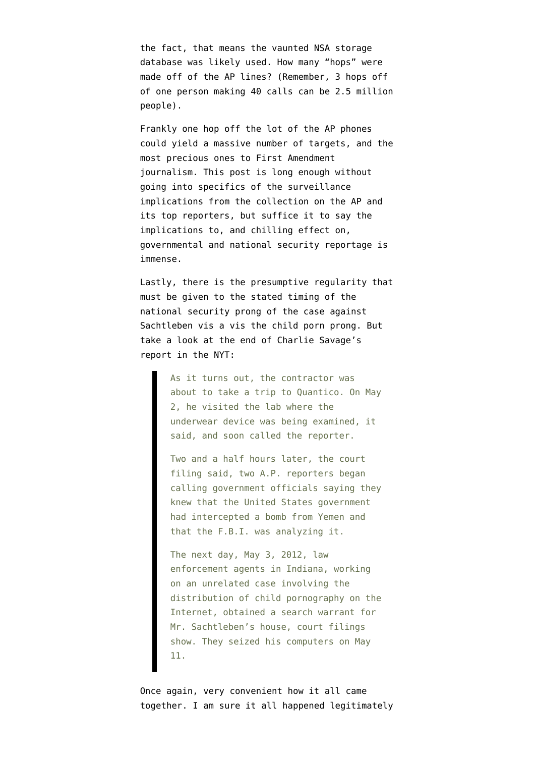the fact, that means the vaunted NSA storage database was likely used. How many "hops" were made off of the AP lines? (Remember, 3 hops off of one person making 40 calls can be 2.5 million people).

Frankly one hop off the lot of the AP phones could yield a massive number of targets, and the most precious ones to First Amendment journalism. This post is long enough without going into specifics of the surveillance implications from the collection on the AP and its top reporters, but suffice it to say the implications to, and chilling effect on, governmental and national security reportage is immense.

Lastly, there is the presumptive regularity that must be given to the stated timing of the national security prong of the case against Sachtleben vis a vis the child porn prong. But take a look at the end of Charlie Savage's report in the NYT:

> As it turns out, the contractor was about to take a trip to Quantico. On May 2, he visited the lab where the underwear device was being examined, it said, and soon called the reporter.
>
> Two and a half hours later, the court filing said, two A.P. reporters began calling government officials saying they knew that the United States government had intercepted a bomb from Yemen and that the F.B.I. was analyzing it.
>
> The next day, May 3, 2012, law enforcement agents in Indiana, working on an unrelated case involving the distribution of child pornography on the Internet, obtained a search warrant for Mr. Sachtleben's house, court filings show. They seized his computers on May 11.

Once again, very convenient how it all came together. I am sure it all happened legitimately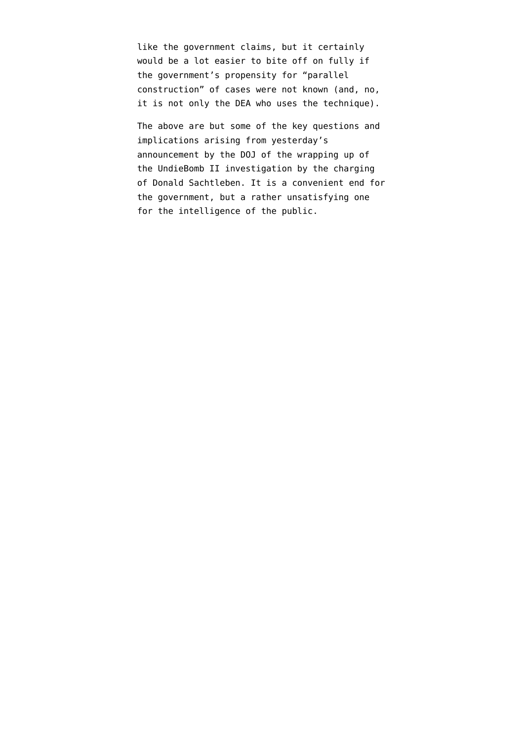like the government claims, but it certainly would be a lot easier to bite off on fully if the government's propensity for "parallel construction" of cases were not known (and, no, it is not only the DEA who uses the technique).

The above are but some of the key questions and implications arising from yesterday's announcement by the DOJ of the wrapping up of the UndieBomb II investigation by the charging of Donald Sachtleben. It is a convenient end for the government, but a rather unsatisfying one for the intelligence of the public.